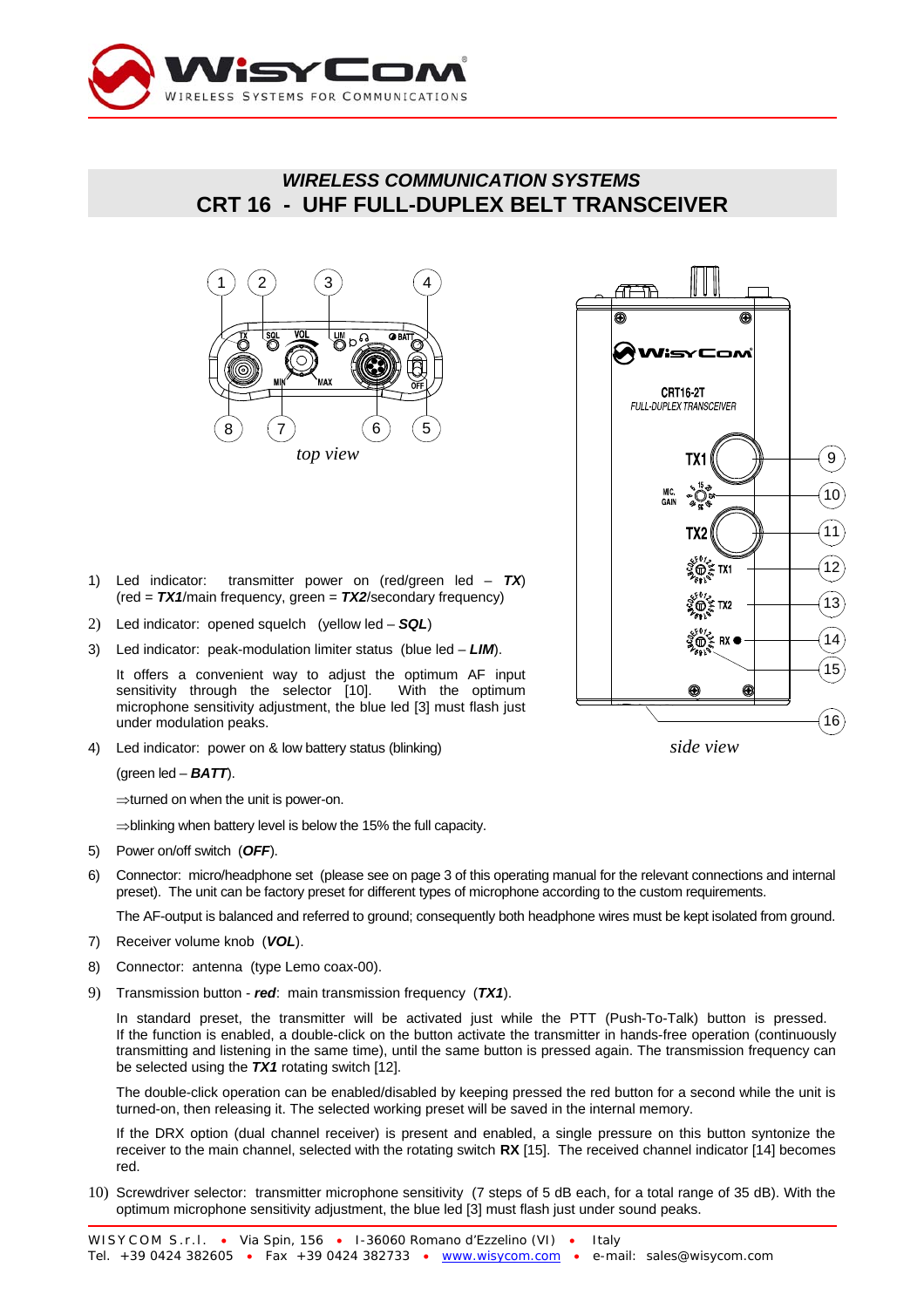## WIRELESS COMMUNICATION SYSTEMS

# CRT 16 - UHF FULL-DUPLEX BELT TRANSCEIVER

*top view*

*side view*

1) Led indicator: transmitter power on (red/green led – ***TX***) (red = ***TX1***/main frequency, green = ***TX2***/secondary frequency)

2) Led indicator: opened squelch (yellow led – ***SQL***)

3) Led indicator: peak-modulation limiter status (blue led – ***LIM***).

   It offers a convenient way to adjust the optimum AF input sensitivity through the selector [10]. With the optimum microphone sensitivity adjustment, the blue led [3] must flash just under modulation peaks.

4) Led indicator: power on & low battery status (blinking)

   (green led – ***BATT***).

   ⇒turned on when the unit is power-on.

   ⇒blinking when battery level is below the 15% the full capacity.

5) Power on/off switch (***OFF***).

6) Connector: micro/headphone set (please see on page 3 of this operating manual for the relevant connections and internal preset). The unit can be factory preset for different types of microphone according to the custom requirements.

   The AF-output is balanced and referred to ground; consequently both headphone wires must be kept isolated from ground.

7) Receiver volume knob (***VOL***).

8) Connector: antenna (type Lemo coax-00).

9) Transmission button - ***red***: main transmission frequency (***TX1***).

   In standard preset, the transmitter will be activated just while the PTT (Push-To-Talk) button is pressed. If the function is enabled, a double-click on the button activate the transmitter in hands-free operation (continuously transmitting and listening in the same time), until the same button is pressed again. The transmission frequency can be selected using the ***TX1*** rotating switch [12].

   The double-click operation can be enabled/disabled by keeping pressed the red button for a second while the unit is turned-on, then releasing it. The selected working preset will be saved in the internal memory.

   If the DRX option (dual channel receiver) is present and enabled, a single pressure on this button syntonize the receiver to the main channel, selected with the rotating switch **RX** [15]. The received channel indicator [14] becomes red.

10) Screwdriver selector: transmitter microphone sensitivity (7 steps of 5 dB each, for a total range of 35 dB). With the optimum microphone sensitivity adjustment, the blue led [3] must flash just under sound peaks.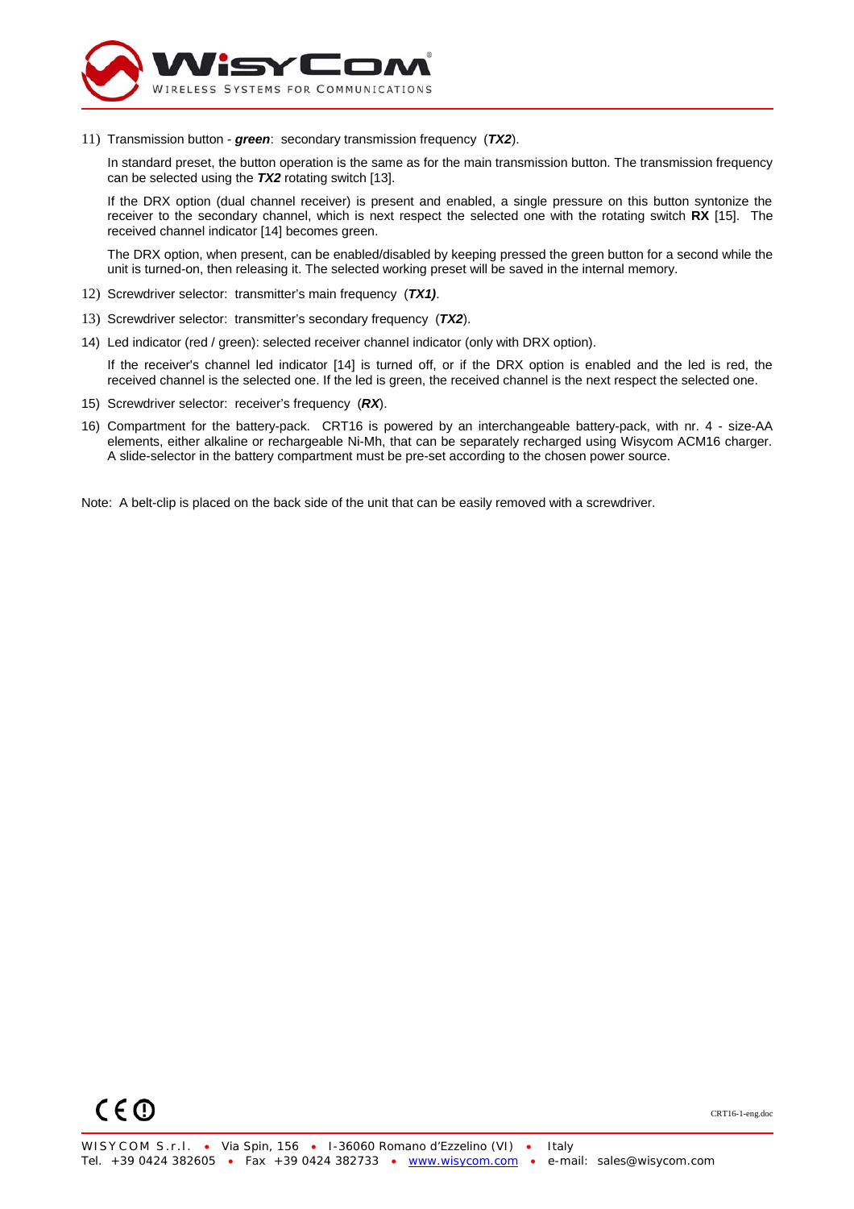11) Transmission button - ***green***: secondary transmission frequency (***TX2***).

    In standard preset, the button operation is the same as for the main transmission button. The transmission frequency can be selected using the ***TX2*** rotating switch [13].

    If the DRX option (dual channel receiver) is present and enabled, a single pressure on this button syntonize the receiver to the secondary channel, which is next respect the selected one with the rotating switch **RX** [15]. The received channel indicator [14] becomes green.

    The DRX option, when present, can be enabled/disabled by keeping pressed the green button for a second while the unit is turned-on, then releasing it. The selected working preset will be saved in the internal memory.

12) Screwdriver selector: transmitter's main frequency (***TX1)***.

13) Screwdriver selector: transmitter's secondary frequency (***TX2***).

14) Led indicator (red / green): selected receiver channel indicator (only with DRX option).

    If the receiver's channel led indicator [14] is turned off, or if the DRX option is enabled and the led is red, the received channel is the selected one. If the led is green, the received channel is the next respect the selected one.

15) Screwdriver selector: receiver's frequency (***RX***).

16) Compartment for the battery-pack. CRT16 is powered by an interchangeable battery-pack, with nr. 4 - size-AA elements, either alkaline or rechargeable Ni-Mh, that can be separately recharged using Wisycom ACM16 charger. A slide-selector in the battery compartment must be pre-set according to the chosen power source.

Note: A belt-clip is placed on the back side of the unit that can be easily removed with a screwdriver.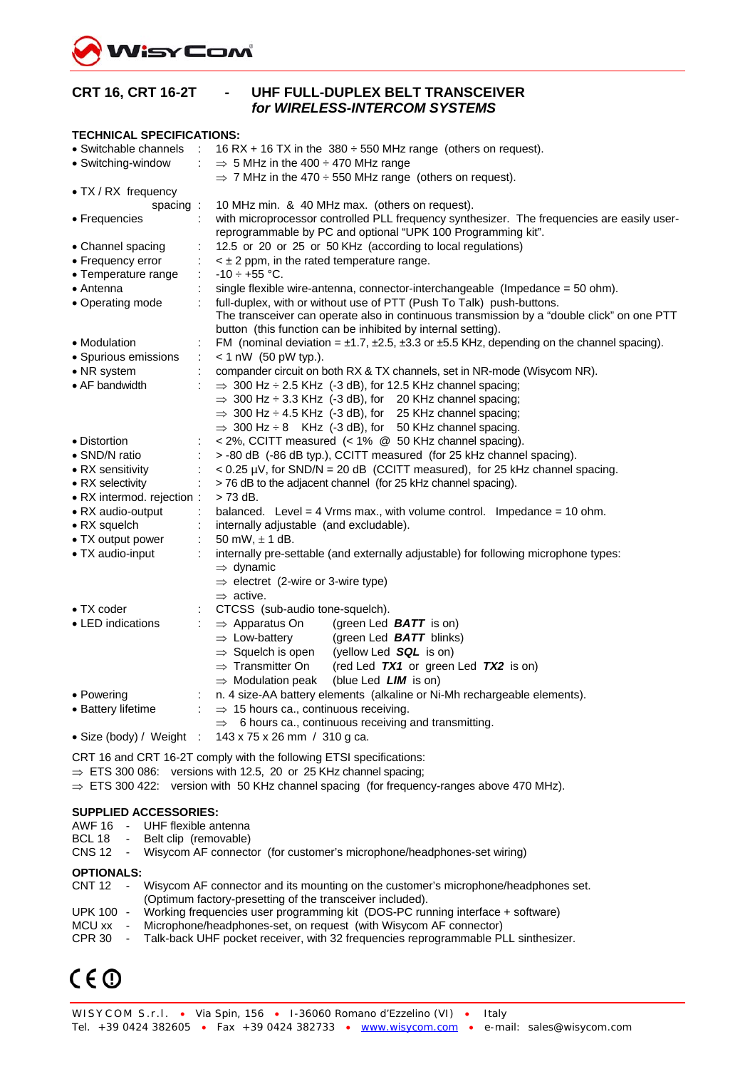WisyCom

## CRT 16, CRT 16-2T - UHF FULL-DUPLEX BELT TRANSCEIVER *for WIRELESS-INTERCOM SYSTEMS*

**TECHNICAL SPECIFICATIONS:**

- Switchable channels : 16 RX + 16 TX in the 380 ÷ 550 MHz range (others on request).
- Switching-window : ⇒ 5 MHz in the 400 ÷ 470 MHz range
  ⇒ 7 MHz in the 470 ÷ 550 MHz range (others on request).
- TX / RX frequency spacing : 10 MHz min. & 40 MHz max. (others on request).
- Frequencies : with microprocessor controlled PLL frequency synthesizer. The frequencies are easily user-reprogrammable by PC and optional "UPK 100 Programming kit".
- Channel spacing : 12.5 or 20 or 25 or 50 KHz (according to local regulations)
- Frequency error : < ± 2 ppm, in the rated temperature range.
- Temperature range : -10 ÷ +55 °C.
- Antenna : single flexible wire-antenna, connector-interchangeable (Impedance = 50 ohm).
- Operating mode : full-duplex, with or without use of PTT (Push To Talk) push-buttons.
  The transceiver can operate also in continuous transmission by a "double click" on one PTT button (this function can be inhibited by internal setting).
- Modulation : FM (nominal deviation = ±1.7, ±2.5, ±3.3 or ±5.5 KHz, depending on the channel spacing).
- Spurious emissions : < 1 nW (50 pW typ.).
- NR system : compander circuit on both RX & TX channels, set in NR-mode (Wisycom NR).
- AF bandwidth : ⇒ 300 Hz ÷ 2.5 KHz (-3 dB), for 12.5 KHz channel spacing;
  ⇒ 300 Hz ÷ 3.3 KHz (-3 dB), for 20 KHz channel spacing;
  ⇒ 300 Hz ÷ 4.5 KHz (-3 dB), for 25 KHz channel spacing;
  ⇒ 300 Hz ÷ 8 KHz (-3 dB), for 50 KHz channel spacing.
- Distortion : < 2%, CCITT measured (< 1% @ 50 KHz channel spacing).
- SND/N ratio : > -80 dB (-86 dB typ.), CCITT measured (for 25 kHz channel spacing).
- RX sensitivity : < 0.25 µV, for SND/N = 20 dB (CCITT measured), for 25 kHz channel spacing.
- RX selectivity : > 76 dB to the adjacent channel (for 25 kHz channel spacing).
- RX intermod. rejection : > 73 dB.
- RX audio-output : balanced. Level = 4 Vrms max., with volume control. Impedance = 10 ohm.
- RX squelch : internally adjustable (and excludable).
- TX output power : 50 mW, ± 1 dB.
- TX audio-input : internally pre-settable (and externally adjustable) for following microphone types:
  ⇒ dynamic
  ⇒ electret (2-wire or 3-wire type)
  ⇒ active.
- TX coder : CTCSS (sub-audio tone-squelch).
- LED indications :
  ⇒ Apparatus On (green Led ***BATT*** is on)
  ⇒ Low-battery (green Led ***BATT*** blinks)
  ⇒ Squelch is open (yellow Led ***SQL*** is on)
  ⇒ Transmitter On (red Led ***TX1*** or green Led ***TX2*** is on)
  ⇒ Modulation peak (blue Led ***LIM*** is on)
- Powering : n. 4 size-AA battery elements (alkaline or Ni-Mh rechargeable elements).
- Battery lifetime : ⇒ 15 hours ca., continuous receiving.
  ⇒ 6 hours ca., continuous receiving and transmitting.
- Size (body) / Weight : 143 x 75 x 26 mm / 310 g ca.

CRT 16 and CRT 16-2T comply with the following ETSI specifications:

⇒ ETS 300 086: versions with 12.5, 20 or 25 KHz channel spacing;
⇒ ETS 300 422: version with 50 KHz channel spacing (for frequency-ranges above 470 MHz).

**SUPPLIED ACCESSORIES:**

AWF 16 - UHF flexible antenna
BCL 18 - Belt clip (removable)
CNS 12 - Wisycom AF connector (for customer's microphone/headphones-set wiring)

**OPTIONALS:**

CNT 12 - Wisycom AF connector and its mounting on the customer's microphone/headphones set. (Optimum factory-presetting of the transceiver included).
UPK 100 - Working frequencies user programming kit (DOS-PC running interface + software)
MCU xx - Microphone/headphones-set, on request (with Wisycom AF connector)
CPR 30 - Talk-back UHF pocket receiver, with 32 frequencies reprogrammable PLL sinthesizer.

CE ⓘ

WISYCOM S.r.l. • Via Spin, 156 • I-36060 Romano d'Ezzelino (VI) • Italy
Tel. +39 0424 382605 • Fax +39 0424 382733 • www.wisycom.com • e-mail: sales@wisycom.com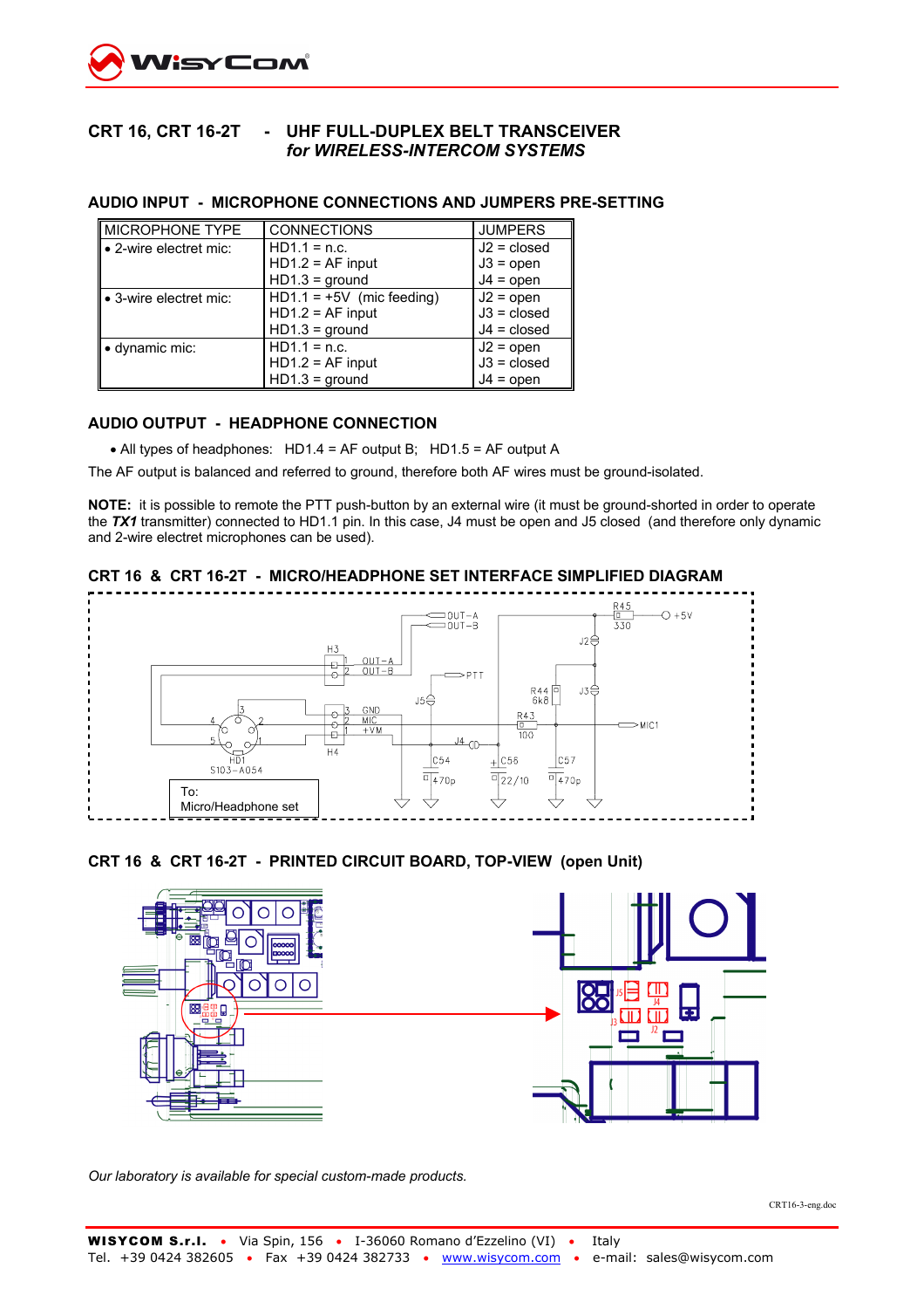## CRT 16, CRT 16-2T - UHF FULL-DUPLEX BELT TRANSCEIVER *for WIRELESS-INTERCOM SYSTEMS*

### AUDIO INPUT - MICROPHONE CONNECTIONS AND JUMPERS PRE-SETTING

| MICROPHONE TYPE | CONNECTIONS | JUMPERS |
|---|---|---|
| • 2-wire electret mic: | HD1.1 = n.c.<br>HD1.2 = AF input<br>HD1.3 = ground | J2 = closed<br>J3 = open<br>J4 = open |
| • 3-wire electret mic: | HD1.1 = +5V (mic feeding)<br>HD1.2 = AF input<br>HD1.3 = ground | J2 = open<br>J3 = closed<br>J4 = closed |
| • dynamic mic: | HD1.1 = n.c.<br>HD1.2 = AF input<br>HD1.3 = ground | J2 = open<br>J3 = closed<br>J4 = open |

### AUDIO OUTPUT - HEADPHONE CONNECTION

- All types of headphones: HD1.4 = AF output B; HD1.5 = AF output A

The AF output is balanced and referred to ground, therefore both AF wires must be ground-isolated.

**NOTE:** it is possible to remote the PTT push-button by an external wire (it must be ground-shorted in order to operate the ***TX1*** transmitter) connected to HD1.1 pin. In this case, J4 must be open and J5 closed (and therefore only dynamic and 2-wire electret microphones can be used).

### CRT 16 & CRT 16-2T - MICRO/HEADPHONE SET INTERFACE SIMPLIFIED DIAGRAM

OUT-A
OUT-B
R45
330
+5V
H3
OUT-A
OUT-B
J2
PTT
R44
6k8
J3
J5
3
GND
MIC
+VM
R43
100
MIC1
4
2
5
1
J4
HD1
S103-A054
H4
C54
470p
C56
22/10
C57
470p
To:
Micro/Headphone set

### CRT 16 & CRT 16-2T - PRINTED CIRCUIT BOARD, TOP-VIEW (open Unit)

J5
J4
J3
J2

*Our laboratory is available for special custom-made products.*

CRT16-3-eng.doc

**WISYCOM S.r.l.** • Via Spin, 156 • I-36060 Romano d'Ezzelino (VI) • Italy
Tel. +39 0424 382605 • Fax +39 0424 382733 • www.wisycom.com • e-mail: sales@wisycom.com